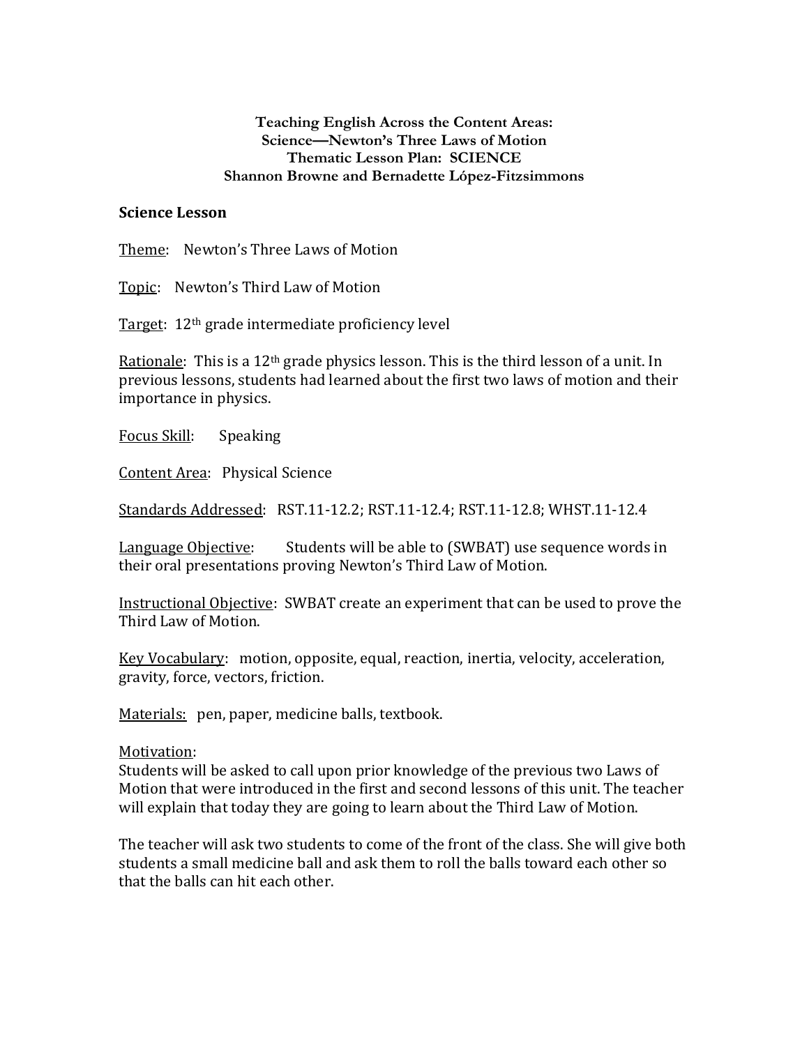**Teaching English Across the Content Areas:**
**Science—Newton's Three Laws of Motion**
**Thematic Lesson Plan: SCIENCE**
**Shannon Browne and Bernadette López-Fitzsimmons**

## Science Lesson

Theme: Newton's Three Laws of Motion

Topic: Newton's Third Law of Motion

Target: 12th grade intermediate proficiency level

Rationale: This is a 12th grade physics lesson. This is the third lesson of a unit. In previous lessons, students had learned about the first two laws of motion and their importance in physics.

Focus Skill: Speaking

Content Area: Physical Science

Standards Addressed: RST.11-12.2; RST.11-12.4; RST.11-12.8; WHST.11-12.4

Language Objective: Students will be able to (SWBAT) use sequence words in their oral presentations proving Newton's Third Law of Motion.

Instructional Objective: SWBAT create an experiment that can be used to prove the Third Law of Motion.

Key Vocabulary: motion, opposite, equal, reaction, inertia, velocity, acceleration, gravity, force, vectors, friction.

Materials: pen, paper, medicine balls, textbook.

Motivation:
Students will be asked to call upon prior knowledge of the previous two Laws of Motion that were introduced in the first and second lessons of this unit. The teacher will explain that today they are going to learn about the Third Law of Motion.

The teacher will ask two students to come of the front of the class. She will give both students a small medicine ball and ask them to roll the balls toward each other so that the balls can hit each other.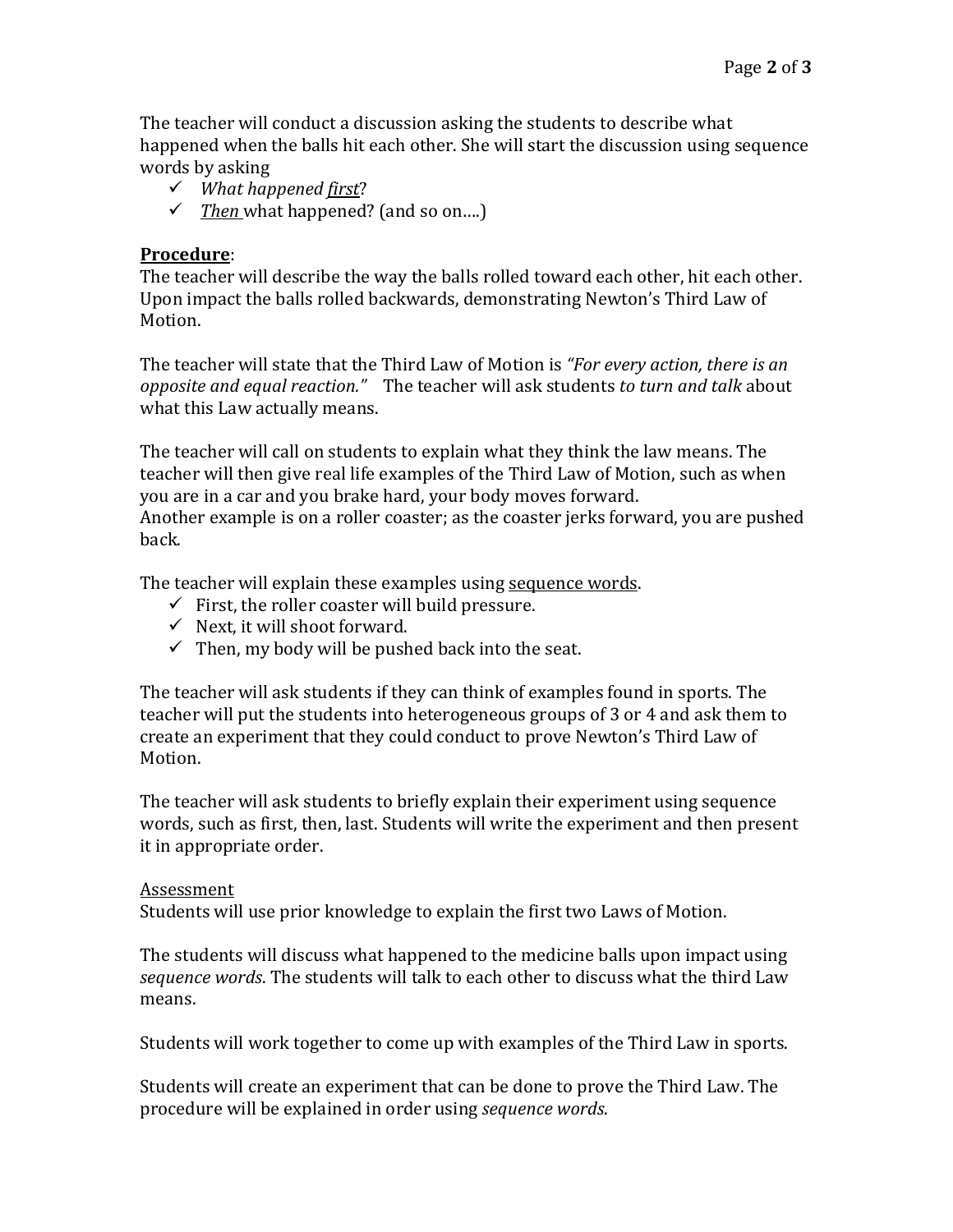The teacher will conduct a discussion asking the students to describe what happened when the balls hit each other. She will start the discussion using sequence words by asking

- ✓ *What happened <u>first</u>?*
- ✓ *<u>Then</u>* what happened? (and so on….)

**<u>Procedure</u>**:

The teacher will describe the way the balls rolled toward each other, hit each other. Upon impact the balls rolled backwards, demonstrating Newton's Third Law of Motion.

The teacher will state that the Third Law of Motion is *"For every action, there is an opposite and equal reaction."* The teacher will ask students *to turn and talk* about what this Law actually means.

The teacher will call on students to explain what they think the law means. The teacher will then give real life examples of the Third Law of Motion, such as when you are in a car and you brake hard, your body moves forward.
Another example is on a roller coaster; as the coaster jerks forward, you are pushed back.

The teacher will explain these examples using <u>sequence words</u>.

- ✓ First, the roller coaster will build pressure.
- ✓ Next, it will shoot forward.
- ✓ Then, my body will be pushed back into the seat.

The teacher will ask students if they can think of examples found in sports. The teacher will put the students into heterogeneous groups of 3 or 4 and ask them to create an experiment that they could conduct to prove Newton's Third Law of Motion.

The teacher will ask students to briefly explain their experiment using sequence words, such as first, then, last. Students will write the experiment and then present it in appropriate order.

<u>Assessment</u>

Students will use prior knowledge to explain the first two Laws of Motion.

The students will discuss what happened to the medicine balls upon impact using *sequence words*. The students will talk to each other to discuss what the third Law means.

Students will work together to come up with examples of the Third Law in sports.

Students will create an experiment that can be done to prove the Third Law. The procedure will be explained in order using *sequence words*.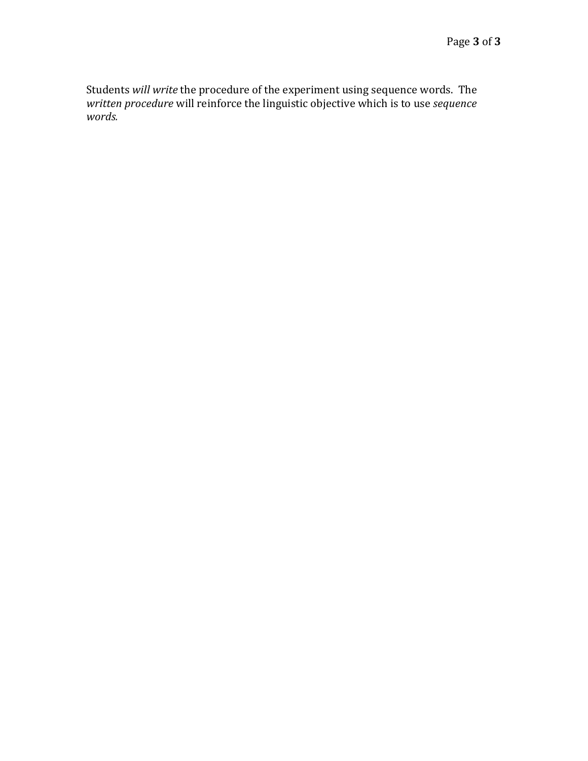Students *will write* the procedure of the experiment using sequence words. The *written procedure* will reinforce the linguistic objective which is to use *sequence words.*